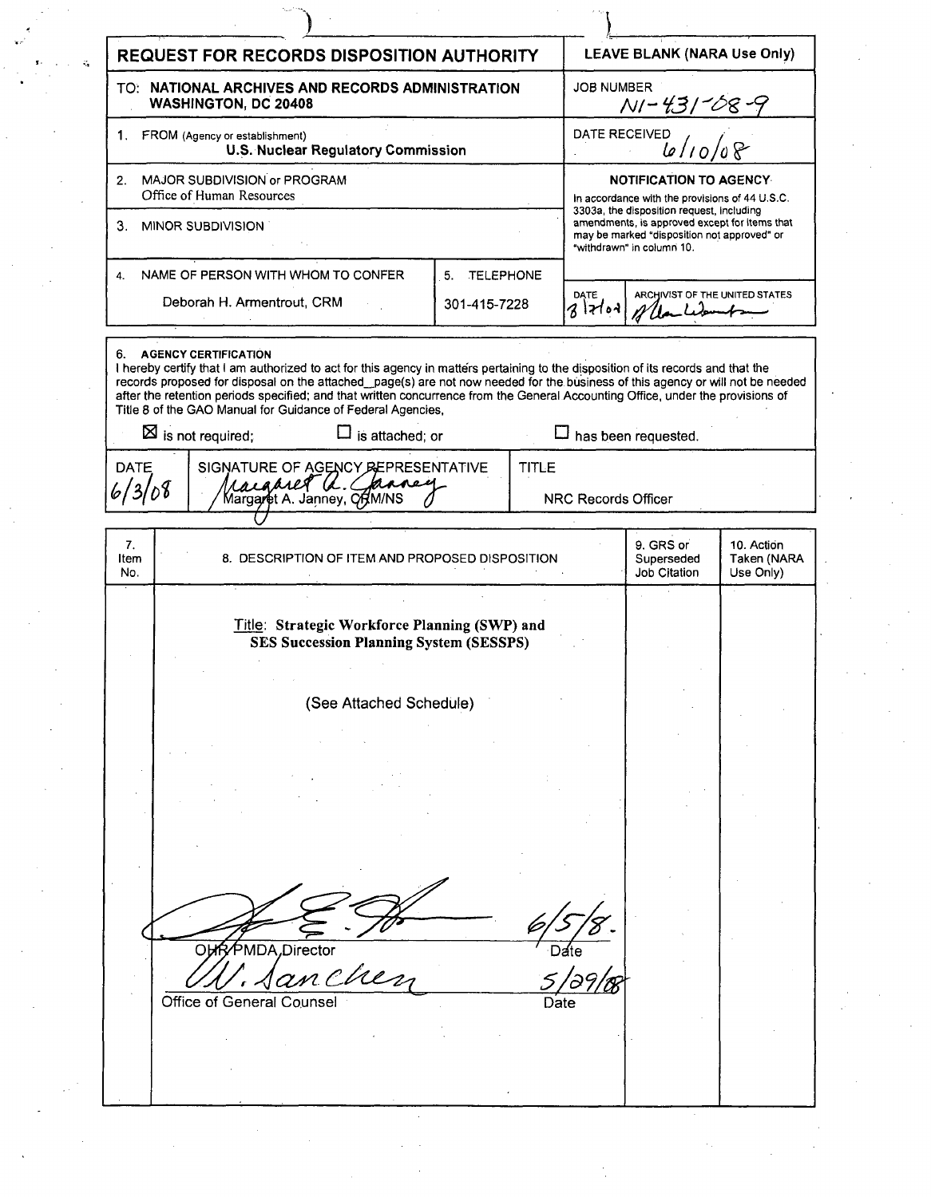# REQUEST FOR RECORDS DISPOSITION AUTHORITY

**LEAVE BLANK (NARA Use Only)**

**TO: NATIONAL ARCHIVES AND RECORDS ADMINISTRATION WASHINGTON, DC 20408**

JOB NUMBER: N1-431-08-9

DATE RECEIVED: 6/10/08

1. FROM (Agency or establishment): **U.S. Nuclear Regulatory Commission**
2. MAJOR SUBDIVISION or PROGRAM: Office of Human Resources
3. MINOR SUBDIVISION
4. NAME OF PERSON WITH WHOM TO CONFER: Deborah H. Armentrout, CRM
5. TELEPHONE: 301-415-7228

**NOTIFICATION TO AGENCY**

In accordance with the provisions of 44 U.S.C. 3303a, the disposition request, including amendments, is approved except for items that may be marked "disposition not approved" or "withdrawn" in column 10.

DATE: 8/7/08 ARCHIVIST OF THE UNITED STATES: [signature]

6. **AGENCY CERTIFICATION**

I hereby certify that I am authorized to act for this agency in matters pertaining to the disposition of its records and that the records proposed for disposal on the attached\_\_page(s) are not now needed for the business of this agency or will not be needed after the retention periods specified; and that written concurrence from the General Accounting Office, under the provisions of Title 8 of the GAO Manual for Guidance of Federal Agencies,

☒ is not required; ☐ is attached; or ☐ has been requested.

| DATE | SIGNATURE OF AGENCY REPRESENTATIVE | TITLE |
|---|---|---|
| 6/3/08 | [signature] Margaret A. Janney, CRM/NS | NRC Records Officer |

| 7. Item No. | 8. DESCRIPTION OF ITEM AND PROPOSED DISPOSITION | 9. GRS or Superseded Job Citation | 10. Action Taken (NARA Use Only) |
|---|---|---|---|
| | Title: **Strategic Workforce Planning (SWP) and SES Succession Planning System (SESSPS)**<br><br>(See Attached Schedule) | | |

[signature] OHR/PMDA Director — Date: 6/5/8.

[signature] W. Sanchez, Office of General Counsel — Date: 5/29/08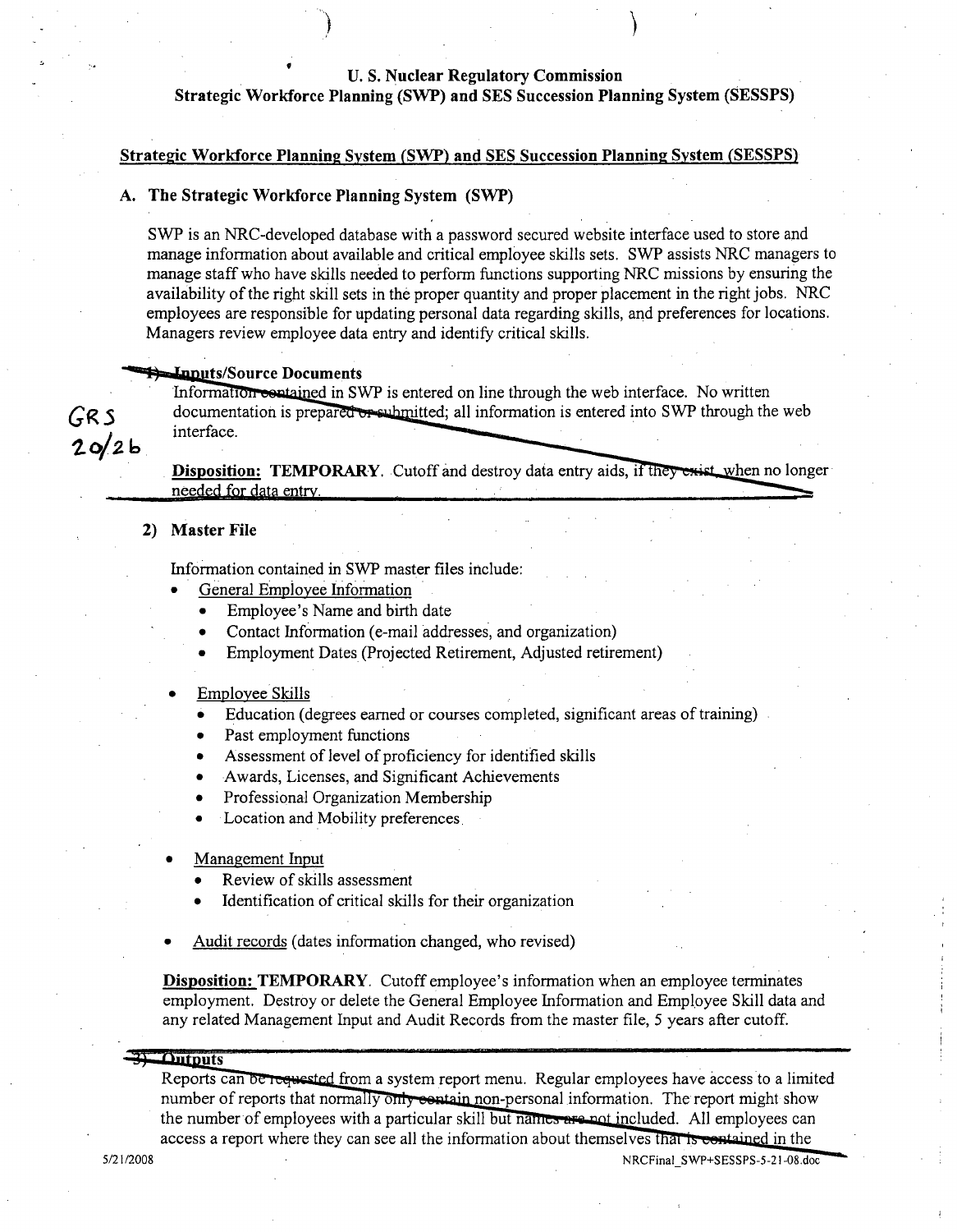# U. S. Nuclear Regulatory Commission
## Strategic Workforce Planning (SWP) and SES Succession Planning System (SESSPS)

**Strategic Workforce Planning System (SWP) and SES Succession Planning System (SESSPS)**

### A. The Strategic Workforce Planning System (SWP)

SWP is an NRC-developed database with a password secured website interface used to store and manage information about available and critical employee skills sets. SWP assists NRC managers to manage staff who have skills needed to perform functions supporting NRC missions by ensuring the availability of the right skill sets in the proper quantity and proper placement in the right jobs. NRC employees are responsible for updating personal data regarding skills, and preferences for locations. Managers review employee data entry and identify critical skills.

GRS 20/2b

#### 1) Inputs/Source Documents

Information contained in SWP is entered on line through the web interface. No written documentation is prepared or submitted; all information is entered into SWP through the web interface.

**Disposition: TEMPORARY**. Cutoff and destroy data entry aids, if they exist, when no longer needed for data entry.

#### 2) Master File

Information contained in SWP master files include:

- General Employee Information
  - Employee's Name and birth date
  - Contact Information (e-mail addresses, and organization)
  - Employment Dates (Projected Retirement, Adjusted retirement)
- Employee Skills
  - Education (degrees earned or courses completed, significant areas of training)
  - Past employment functions
  - Assessment of level of proficiency for identified skills
  - Awards, Licenses, and Significant Achievements
  - Professional Organization Membership
  - Location and Mobility preferences
- Management Input
  - Review of skills assessment
  - Identification of critical skills for their organization
- Audit records (dates information changed, who revised)

**Disposition: TEMPORARY**. Cutoff employee's information when an employee terminates employment. Destroy or delete the General Employee Information and Employee Skill data and any related Management Input and Audit Records from the master file, 5 years after cutoff.

#### 3) Outputs

Reports can be requested from a system report menu. Regular employees have access to a limited number of reports that normally only contain non-personal information. The report might show the number of employees with a particular skill but names are not included. All employees can access a report where they can see all the information about themselves that is contained in the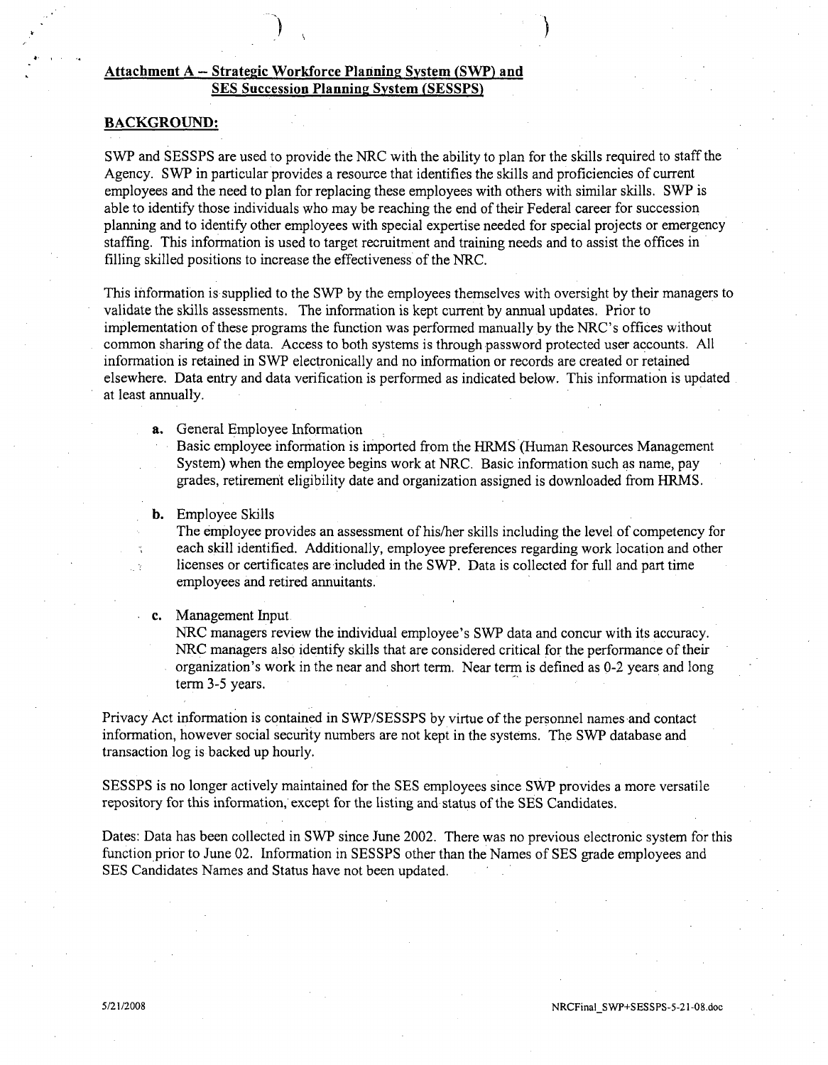## Attachment A – Strategic Workforce Planning System (SWP) and SES Succession Planning System (SESSPS)

### BACKGROUND:

SWP and SESSPS are used to provide the NRC with the ability to plan for the skills required to staff the Agency. SWP in particular provides a resource that identifies the skills and proficiencies of current employees and the need to plan for replacing these employees with others with similar skills. SWP is able to identify those individuals who may be reaching the end of their Federal career for succession planning and to identify other employees with special expertise needed for special projects or emergency staffing. This information is used to target recruitment and training needs and to assist the offices in filling skilled positions to increase the effectiveness of the NRC.

This information is supplied to the SWP by the employees themselves with oversight by their managers to validate the skills assessments. The information is kept current by annual updates. Prior to implementation of these programs the function was performed manually by the NRC's offices without common sharing of the data. Access to both systems is through password protected user accounts. All information is retained in SWP electronically and no information or records are created or retained elsewhere. Data entry and data verification is performed as indicated below. This information is updated at least annually.

**a.** General Employee Information
Basic employee information is imported from the HRMS (Human Resources Management System) when the employee begins work at NRC. Basic information such as name, pay grades, retirement eligibility date and organization assigned is downloaded from HRMS.

**b.** Employee Skills
The employee provides an assessment of his/her skills including the level of competency for each skill identified. Additionally, employee preferences regarding work location and other licenses or certificates are included in the SWP. Data is collected for full and part time employees and retired annuitants.

**c.** Management Input
NRC managers review the individual employee's SWP data and concur with its accuracy. NRC managers also identify skills that are considered critical for the performance of their organization's work in the near and short term. Near term is defined as 0-2 years and long term 3-5 years.

Privacy Act information is contained in SWP/SESSPS by virtue of the personnel names and contact information, however social security numbers are not kept in the systems. The SWP database and transaction log is backed up hourly.

SESSPS is no longer actively maintained for the SES employees since SWP provides a more versatile repository for this information, except for the listing and status of the SES Candidates.

Dates: Data has been collected in SWP since June 2002. There was no previous electronic system for this function prior to June 02. Information in SESSPS other than the Names of SES grade employees and SES Candidates Names and Status have not been updated.